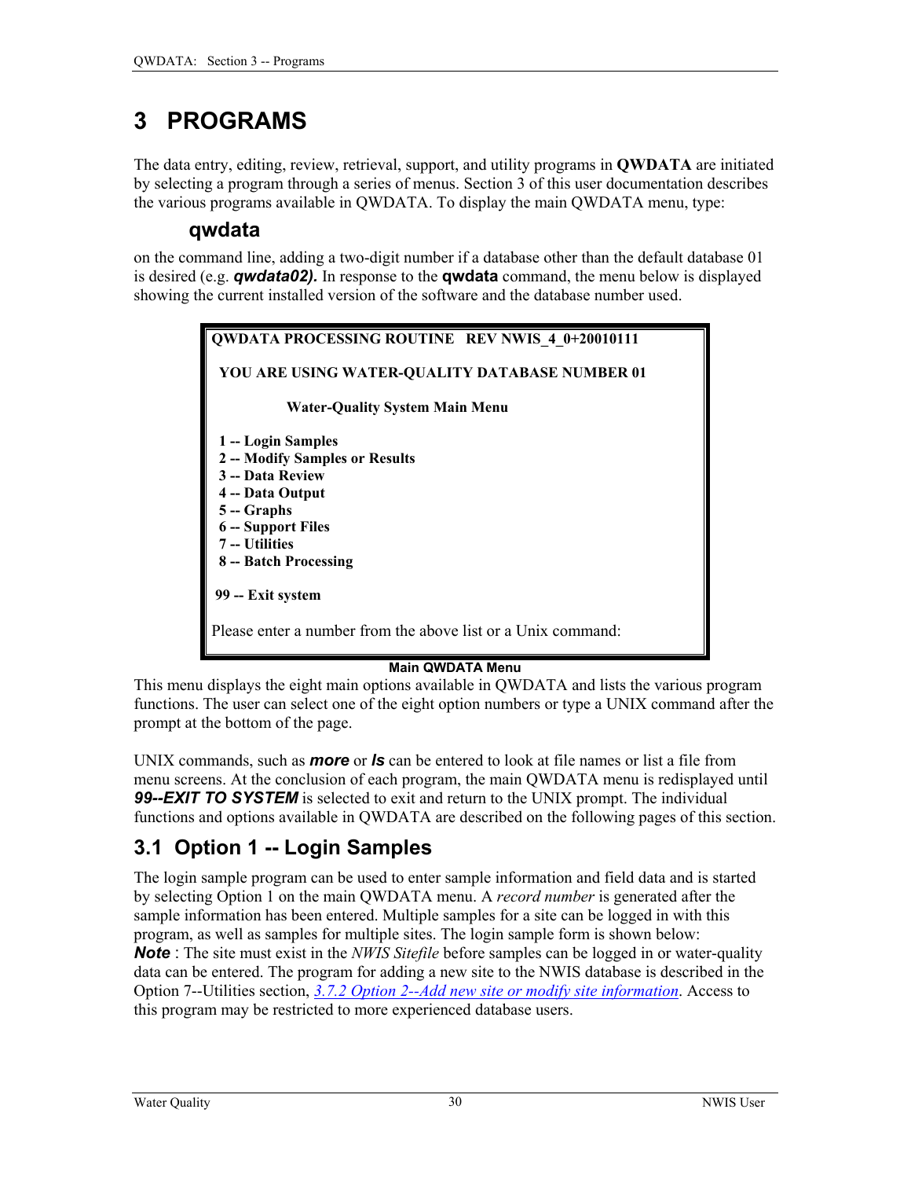# 3 PROGRAMS

The data entry, editing, review, retrieval, support, and utility programs in **QWDATA** are initiated by selecting a program through a series of menus. Section 3 of this user documentation describes the various programs available in QWDATA. To display the main QWDATA menu, type:

**qwdata**

on the command line, adding a two-digit number if a database other than the default database 01 is desired (e.g. ***qwdata02).*** In response to the **qwdata** command, the menu below is displayed showing the current installed version of the software and the database number used.

```
QWDATA PROCESSING ROUTINE   REV NWIS_4_0+20010111

 YOU ARE USING WATER-QUALITY DATABASE NUMBER 01

            Water-Quality System Main Menu

 1 -- Login Samples
 2 -- Modify Samples or Results
 3 -- Data Review
 4 -- Data Output
 5 -- Graphs
 6 -- Support Files
 7 -- Utilities
 8 -- Batch Processing

99 -- Exit system

Please enter a number from the above list or a Unix command:
```

**Main QWDATA Menu**

This menu displays the eight main options available in QWDATA and lists the various program functions. The user can select one of the eight option numbers or type a UNIX command after the prompt at the bottom of the page.

UNIX commands, such as ***more*** or ***ls*** can be entered to look at file names or list a file from menu screens. At the conclusion of each program, the main QWDATA menu is redisplayed until ***99--EXIT TO SYSTEM*** is selected to exit and return to the UNIX prompt. The individual functions and options available in QWDATA are described on the following pages of this section.

## 3.1 Option 1 -- Login Samples

The login sample program can be used to enter sample information and field data and is started by selecting Option 1 on the main QWDATA menu. A *record number* is generated after the sample information has been entered. Multiple samples for a site can be logged in with this program, as well as samples for multiple sites. The login sample form is shown below:
***Note*** : The site must exist in the *NWIS Sitefile* before samples can be logged in or water-quality data can be entered. The program for adding a new site to the NWIS database is described in the Option 7--Utilities section, *3.7.2 Option 2--Add new site or modify site information*. Access to this program may be restricted to more experienced database users.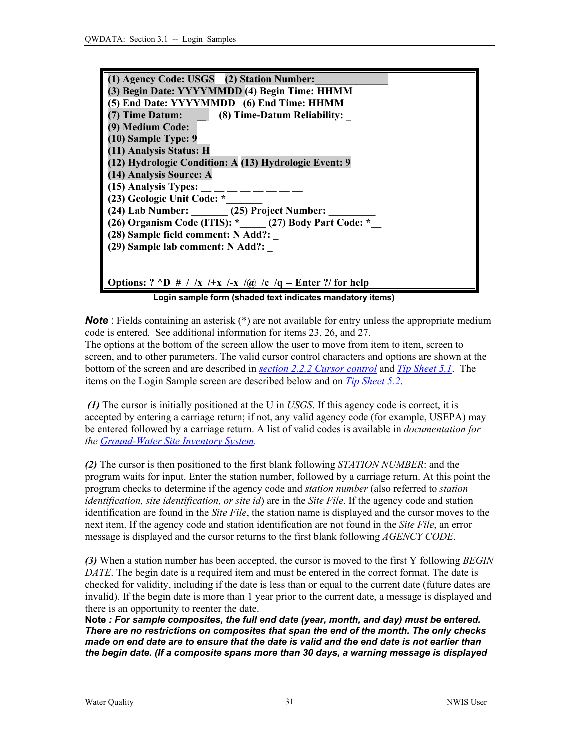```
(1) Agency Code: USGS   (2) Station Number:______________
(3) Begin Date: YYYYMMDD (4) Begin Time: HHMM
(5) End Date: YYYYMMDD   (6) End Time: HHMM
(7) Time Datum: ____   (8) Time-Datum Reliability: _
(9) Medium Code: _
(10) Sample Type: 9
(11) Analysis Status: H
(12) Hydrologic Condition: A (13) Hydrologic Event: 9
(14) Analysis Source: A
(15) Analysis Types: __ __ __ __ __ __ __ __
(23) Geologic Unit Code: *_______
(24) Lab Number: _______ (25) Project Number: _________
(26) Organism Code (ITIS): *_____ (27) Body Part Code: *__
(28) Sample field comment: N Add?: _
(29) Sample lab comment: N Add?: _


Options: ? ^D  #  /  /x  /+x  /-x  /@  /c  /q -- Enter ?/ for help
```

**Login sample form (shaded text indicates mandatory items)**

***Note*** : Fields containing an asterisk (*) are not available for entry unless the appropriate medium code is entered. See additional information for items 23, 26, and 27.
The options at the bottom of the screen allow the user to move from item to item, screen to screen, and to other parameters. The valid cursor control characters and options are shown at the bottom of the screen and are described in *section 2.2.2 Cursor control* and *Tip Sheet 5.1*. The items on the Login Sample screen are described below and on *Tip Sheet 5.2*.

***(1)*** The cursor is initially positioned at the U in *USGS*. If this agency code is correct, it is accepted by entering a carriage return; if not, any valid agency code (for example, USEPA) may be entered followed by a carriage return. A list of valid codes is available in *documentation for the Ground-Water Site Inventory System.*

***(2)*** The cursor is then positioned to the first blank following *STATION NUMBER*: and the program waits for input. Enter the station number, followed by a carriage return. At this point the program checks to determine if the agency code and *station number* (also referred to *station identification, site identification, or site id*) are in the *Site File*. If the agency code and station identification are found in the *Site File*, the station name is displayed and the cursor moves to the next item. If the agency code and station identification are not found in the *Site File*, an error message is displayed and the cursor returns to the first blank following *AGENCY CODE*.

***(3)*** When a station number has been accepted, the cursor is moved to the first Y following *BEGIN DATE*. The begin date is a required item and must be entered in the correct format. The date is checked for validity, including if the date is less than or equal to the current date (future dates are invalid). If the begin date is more than 1 year prior to the current date, a message is displayed and there is an opportunity to reenter the date.
**Note** ***: For sample composites, the full end date (year, month, and day) must be entered. There are no restrictions on composites that span the end of the month. The only checks made on end date are to ensure that the date is valid and the end date is not earlier than the begin date. (If a composite spans more than 30 days, a warning message is displayed***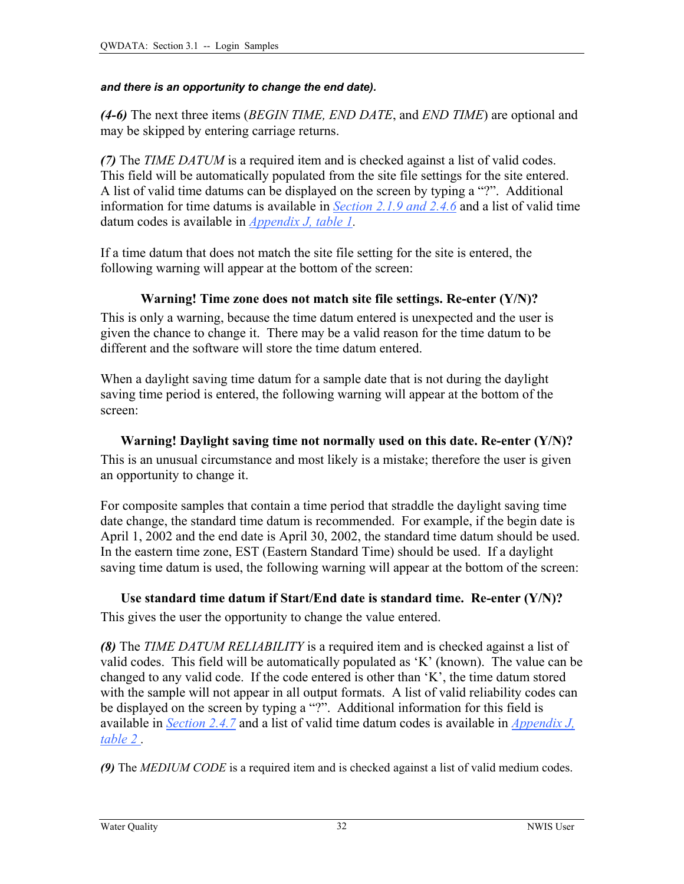***and there is an opportunity to change the end date).***

***(4-6)*** The next three items (*BEGIN TIME, END DATE*, and *END TIME*) are optional and may be skipped by entering carriage returns.

***(7)*** The *TIME DATUM* is a required item and is checked against a list of valid codes. This field will be automatically populated from the site file settings for the site entered. A list of valid time datums can be displayed on the screen by typing a "?". Additional information for time datums is available in Section 2.1.9 and 2.4.6 and a list of valid time datum codes is available in Appendix J, table 1.

If a time datum that does not match the site file setting for the site is entered, the following warning will appear at the bottom of the screen:

**Warning! Time zone does not match site file settings. Re-enter (Y/N)?**

This is only a warning, because the time datum entered is unexpected and the user is given the chance to change it. There may be a valid reason for the time datum to be different and the software will store the time datum entered.

When a daylight saving time datum for a sample date that is not during the daylight saving time period is entered, the following warning will appear at the bottom of the screen:

**Warning! Daylight saving time not normally used on this date. Re-enter (Y/N)?**

This is an unusual circumstance and most likely is a mistake; therefore the user is given an opportunity to change it.

For composite samples that contain a time period that straddle the daylight saving time date change, the standard time datum is recommended. For example, if the begin date is April 1, 2002 and the end date is April 30, 2002, the standard time datum should be used. In the eastern time zone, EST (Eastern Standard Time) should be used. If a daylight saving time datum is used, the following warning will appear at the bottom of the screen:

**Use standard time datum if Start/End date is standard time. Re-enter (Y/N)?**

This gives the user the opportunity to change the value entered.

***(8)*** The *TIME DATUM RELIABILITY* is a required item and is checked against a list of valid codes. This field will be automatically populated as 'K' (known). The value can be changed to any valid code. If the code entered is other than 'K', the time datum stored with the sample will not appear in all output formats. A list of valid reliability codes can be displayed on the screen by typing a "?". Additional information for this field is available in Section 2.4.7 and a list of valid time datum codes is available in Appendix J, table 2 .

***(9)*** The *MEDIUM CODE* is a required item and is checked against a list of valid medium codes.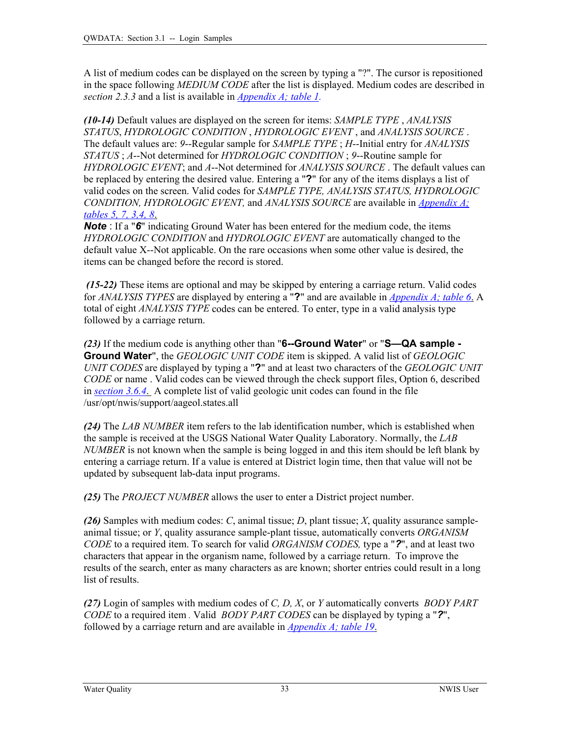A list of medium codes can be displayed on the screen by typing a "?". The cursor is repositioned in the space following *MEDIUM CODE* after the list is displayed. Medium codes are described in *section 2.3.3* and a list is available in *Appendix A; table 1*.

***(10-14)*** Default values are displayed on the screen for items: *SAMPLE TYPE* , *ANALYSIS STATUS*, *HYDROLOGIC CONDITION* , *HYDROLOGIC EVENT* , and *ANALYSIS SOURCE* . The default values are: *9*--Regular sample for *SAMPLE TYPE* ; *H*--Initial entry for *ANALYSIS STATUS* ; *A*--Not determined for *HYDROLOGIC CONDITION* ; *9*--Routine sample for *HYDROLOGIC EVENT*; and *A*--Not determined for *ANALYSIS SOURCE* . The default values can be replaced by entering the desired value. Entering a "**?**" for any of the items displays a list of valid codes on the screen. Valid codes for *SAMPLE TYPE, ANALYSIS STATUS, HYDROLOGIC CONDITION, HYDROLOGIC EVENT,* and *ANALYSIS SOURCE* are available in *Appendix A; tables 5, 7, 3,4, 8*.

***Note*** : If a "***6***" indicating Ground Water has been entered for the medium code, the items *HYDROLOGIC CONDITION* and *HYDROLOGIC EVENT* are automatically changed to the default value X--Not applicable. On the rare occasions when some other value is desired, the items can be changed before the record is stored.

***(15-22)*** These items are optional and may be skipped by entering a carriage return. Valid codes for *ANALYSIS TYPES* are displayed by entering a "**?**" and are available in *Appendix A; table 6*. A total of eight *ANALYSIS TYPE* codes can be entered. To enter, type in a valid analysis type followed by a carriage return.

***(23)*** If the medium code is anything other than "**6--Ground Water**" or "**S—QA sample - Ground Water**", the *GEOLOGIC UNIT CODE* item is skipped. A valid list of *GEOLOGIC UNIT CODES* are displayed by typing a "**?**" and at least two characters of the *GEOLOGIC UNIT CODE* or name . Valid codes can be viewed through the check support files, Option 6, described in *section 3.6.4*. A complete list of valid geologic unit codes can found in the file /usr/opt/nwis/support/aageol.states.all

***(24)*** The *LAB NUMBER* item refers to the lab identification number, which is established when the sample is received at the USGS National Water Quality Laboratory. Normally, the *LAB NUMBER* is not known when the sample is being logged in and this item should be left blank by entering a carriage return. If a value is entered at District login time, then that value will not be updated by subsequent lab-data input programs.

***(25)*** The *PROJECT NUMBER* allows the user to enter a District project number.

***(26)*** Samples with medium codes: *C*, animal tissue; *D*, plant tissue; *X*, quality assurance sample-animal tissue; or *Y*, quality assurance sample-plant tissue, automatically converts *ORGANISM CODE* to a required item. To search for valid *ORGANISM CODES,* type a "***?***", and at least two characters that appear in the organism name, followed by a carriage return. To improve the results of the search, enter as many characters as are known; shorter entries could result in a long list of results.

***(27)*** Login of samples with medium codes of *C, D, X*, or *Y* automatically converts *BODY PART CODE* to a required item . Valid *BODY PART CODES* can be displayed by typing a "***?***", followed by a carriage return and are available in *Appendix A; table 19*.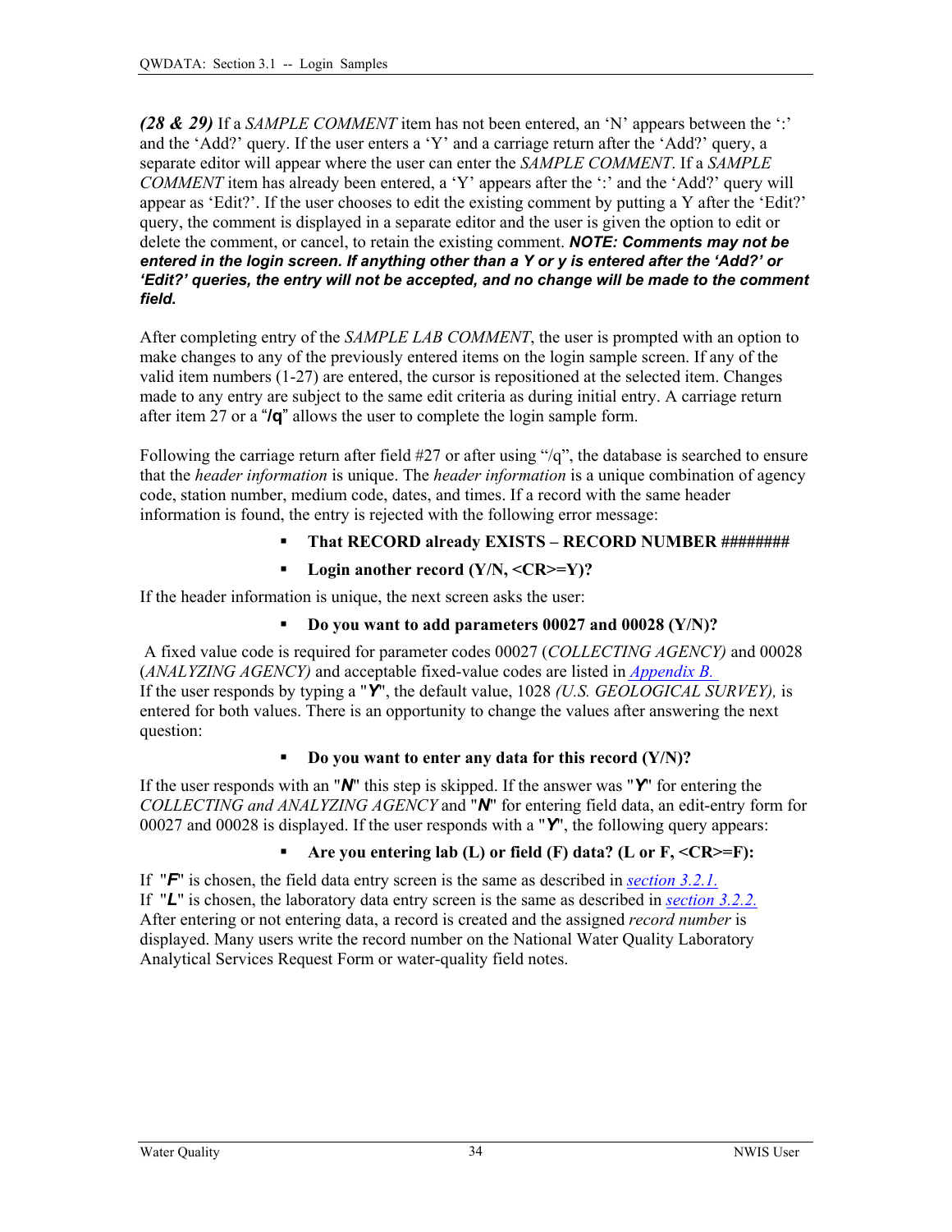***(28 & 29)*** If a *SAMPLE COMMENT* item has not been entered, an ‘N’ appears between the ‘:’ and the ‘Add?’ query. If the user enters a ‘Y’ and a carriage return after the ‘Add?’ query, a separate editor will appear where the user can enter the *SAMPLE COMMENT*. If a *SAMPLE COMMENT* item has already been entered, a ‘Y’ appears after the ‘:’ and the ‘Add?’ query will appear as ‘Edit?’. If the user chooses to edit the existing comment by putting a Y after the ‘Edit?’ query, the comment is displayed in a separate editor and the user is given the option to edit or delete the comment, or cancel, to retain the existing comment. ***NOTE: Comments may not be entered in the login screen. If anything other than a Y or y is entered after the ‘Add?’ or ‘Edit?’ queries, the entry will not be accepted, and no change will be made to the comment field.***

After completing entry of the *SAMPLE LAB COMMENT*, the user is prompted with an option to make changes to any of the previously entered items on the login sample screen. If any of the valid item numbers (1-27) are entered, the cursor is repositioned at the selected item. Changes made to any entry are subject to the same edit criteria as during initial entry. A carriage return after item 27 or a “**/q**” allows the user to complete the login sample form.

Following the carriage return after field #27 or after using “/q”, the database is searched to ensure that the *header information* is unique. The *header information* is a unique combination of agency code, station number, medium code, dates, and times. If a record with the same header information is found, the entry is rejected with the following error message:

- **That RECORD already EXISTS – RECORD NUMBER ########**
- **Login another record (Y/N, <CR>=Y)?**

If the header information is unique, the next screen asks the user:

- **Do you want to add parameters 00027 and 00028 (Y/N)?**

A fixed value code is required for parameter codes 00027 (*COLLECTING AGENCY)* and 00028 (*ANALYZING AGENCY)* and acceptable fixed-value codes are listed in *Appendix B.*
If the user responds by typing a "***Y***", the default value, 1028 *(U.S. GEOLOGICAL SURVEY),* is entered for both values. There is an opportunity to change the values after answering the next question:

- **Do you want to enter any data for this record (Y/N)?**

If the user responds with an "***N***" this step is skipped. If the answer was "***Y***" for entering the *COLLECTING and ANALYZING AGENCY* and "***N***" for entering field data, an edit-entry form for 00027 and 00028 is displayed. If the user responds with a "***Y***", the following query appears:

- **Are you entering lab (L) or field (F) data? (L or F, <CR>=F):**

If "***F***" is chosen, the field data entry screen is the same as described in *section 3.2.1.*
If "***L***" is chosen, the laboratory data entry screen is the same as described in *section 3.2.2.*
After entering or not entering data, a record is created and the assigned *record number* is displayed. Many users write the record number on the National Water Quality Laboratory Analytical Services Request Form or water-quality field notes.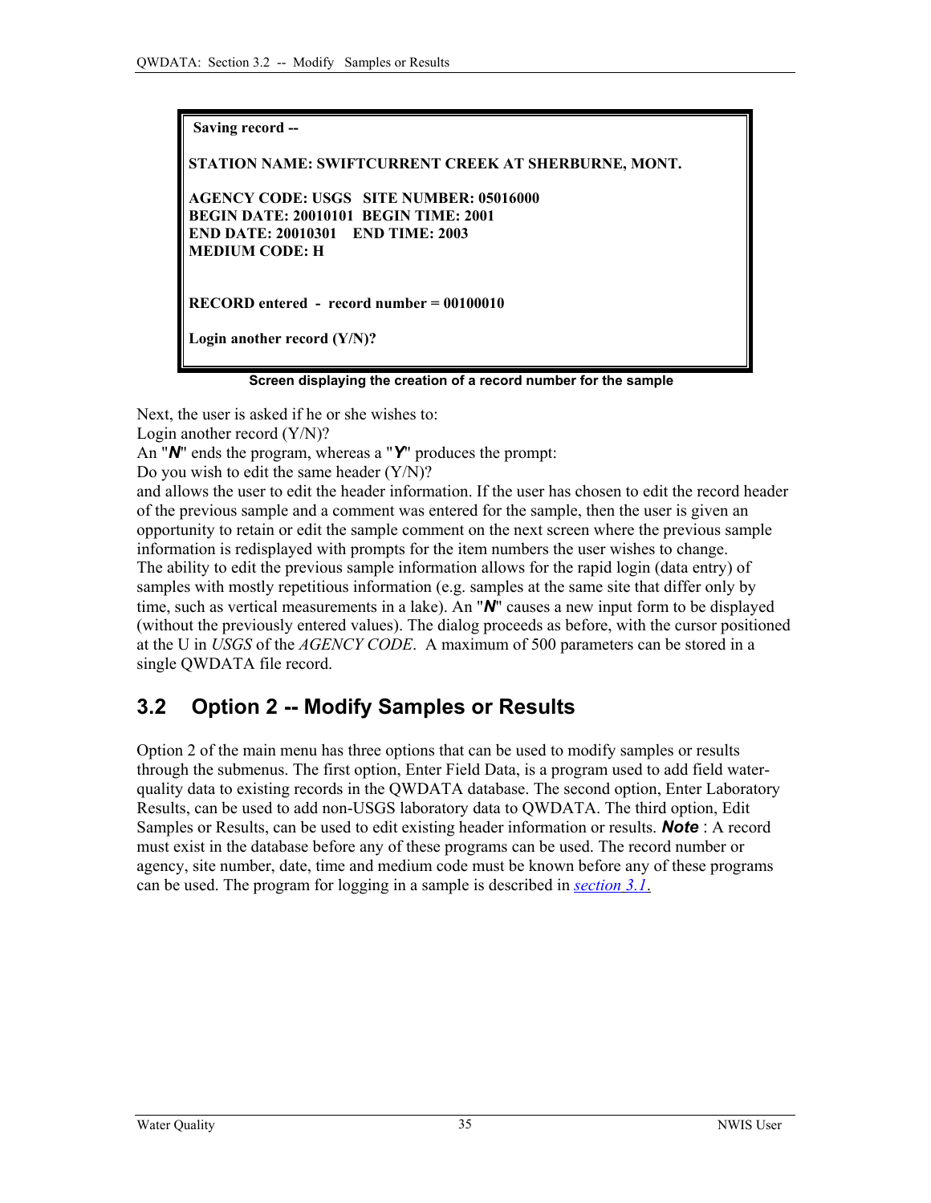```
Saving record --

STATION NAME: SWIFTCURRENT CREEK AT SHERBURNE, MONT.

AGENCY CODE: USGS   SITE NUMBER: 05016000
BEGIN DATE: 20010101  BEGIN TIME: 2001
END DATE: 20010301    END TIME: 2003
MEDIUM CODE: H


RECORD entered  -  record number = 00100010

Login another record (Y/N)?
```

**Screen displaying the creation of a record number for the sample**

Next, the user is asked if he or she wishes to:
Login another record (Y/N)?
An "***N***" ends the program, whereas a "***Y***" produces the prompt:
Do you wish to edit the same header (Y/N)?
and allows the user to edit the header information. If the user has chosen to edit the record header of the previous sample and a comment was entered for the sample, then the user is given an opportunity to retain or edit the sample comment on the next screen where the previous sample information is redisplayed with prompts for the item numbers the user wishes to change.
The ability to edit the previous sample information allows for the rapid login (data entry) of samples with mostly repetitious information (e.g. samples at the same site that differ only by time, such as vertical measurements in a lake). An "***N***" causes a new input form to be displayed (without the previously entered values). The dialog proceeds as before, with the cursor positioned at the U in *USGS* of the *AGENCY CODE*. A maximum of 500 parameters can be stored in a single QWDATA file record.

## 3.2 Option 2 -- Modify Samples or Results

Option 2 of the main menu has three options that can be used to modify samples or results through the submenus. The first option, Enter Field Data, is a program used to add field water-quality data to existing records in the QWDATA database. The second option, Enter Laboratory Results, can be used to add non-USGS laboratory data to QWDATA. The third option, Edit Samples or Results, can be used to edit existing header information or results. ***Note*** : A record must exist in the database before any of these programs can be used. The record number or agency, site number, date, time and medium code must be known before any of these programs can be used. The program for logging in a sample is described in *section 3.1*.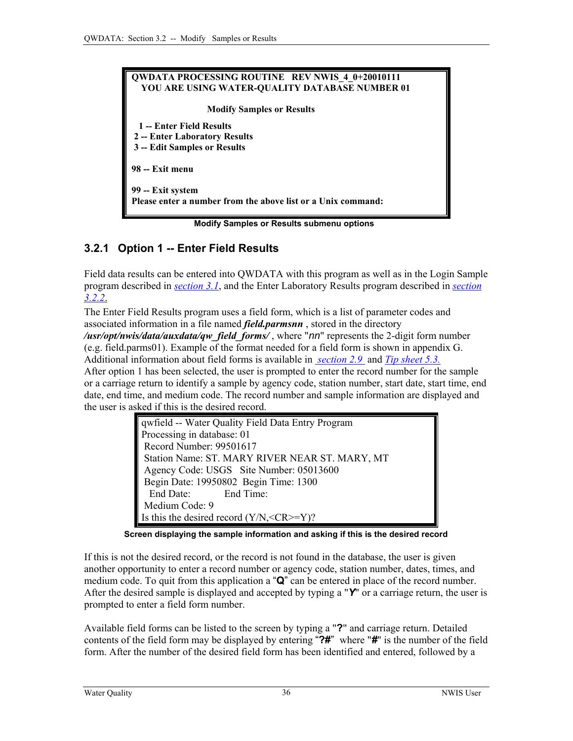```
QWDATA PROCESSING ROUTINE   REV NWIS_4_0+20010111
   YOU ARE USING WATER-QUALITY DATABASE NUMBER 01

                    Modify Samples or Results

  1 -- Enter Field Results
 2 -- Enter Laboratory Results
 3 -- Edit Samples or Results

98 -- Exit menu

99 -- Exit system
Please enter a number from the above list or a Unix command:
```

**Modify Samples or Results submenu options**

### 3.2.1 Option 1 -- Enter Field Results

Field data results can be entered into QWDATA with this program as well as in the Login Sample program described in *section 3.1*, and the Enter Laboratory Results program described in *section 3.2.2*.

The Enter Field Results program uses a field form, which is a list of parameter codes and associated information in a file named ***field.parmsnn*** , stored in the directory ***/usr/opt/nwis/data/auxdata/qw_field_forms/*** , where "*nn*" represents the 2-digit form number (e.g. field.parms01). Example of the format needed for a field form is shown in appendix G. Additional information about field forms is available in *section 2.9* and *Tip sheet 5.3.*

After option 1 has been selected, the user is prompted to enter the record number for the sample or a carriage return to identify a sample by agency code, station number, start date, start time, end date, end time, and medium code. The record number and sample information are displayed and the user is asked if this is the desired record.

```
qwfield -- Water Quality Field Data Entry Program
Processing in database: 01
 Record Number: 99501617
 Station Name: ST. MARY RIVER NEAR ST. MARY, MT
 Agency Code: USGS   Site Number: 05013600
 Begin Date: 19950802  Begin Time: 1300
   End Date:           End Time:
 Medium Code: 9
Is this the desired record (Y/N,<CR>=Y)?
```

**Screen displaying the sample information and asking if this is the desired record**

If this is not the desired record, or the record is not found in the database, the user is given another opportunity to enter a record number or agency code, station number, dates, times, and medium code. To quit from this application a "**Q**" can be entered in place of the record number. After the desired sample is displayed and accepted by typing a "***Y***" or a carriage return, the user is prompted to enter a field form number.

Available field forms can be listed to the screen by typing a "**?**" and carriage return. Detailed contents of the field form may be displayed by entering "**?#**" where "**#**" is the number of the field form. After the number of the desired field form has been identified and entered, followed by a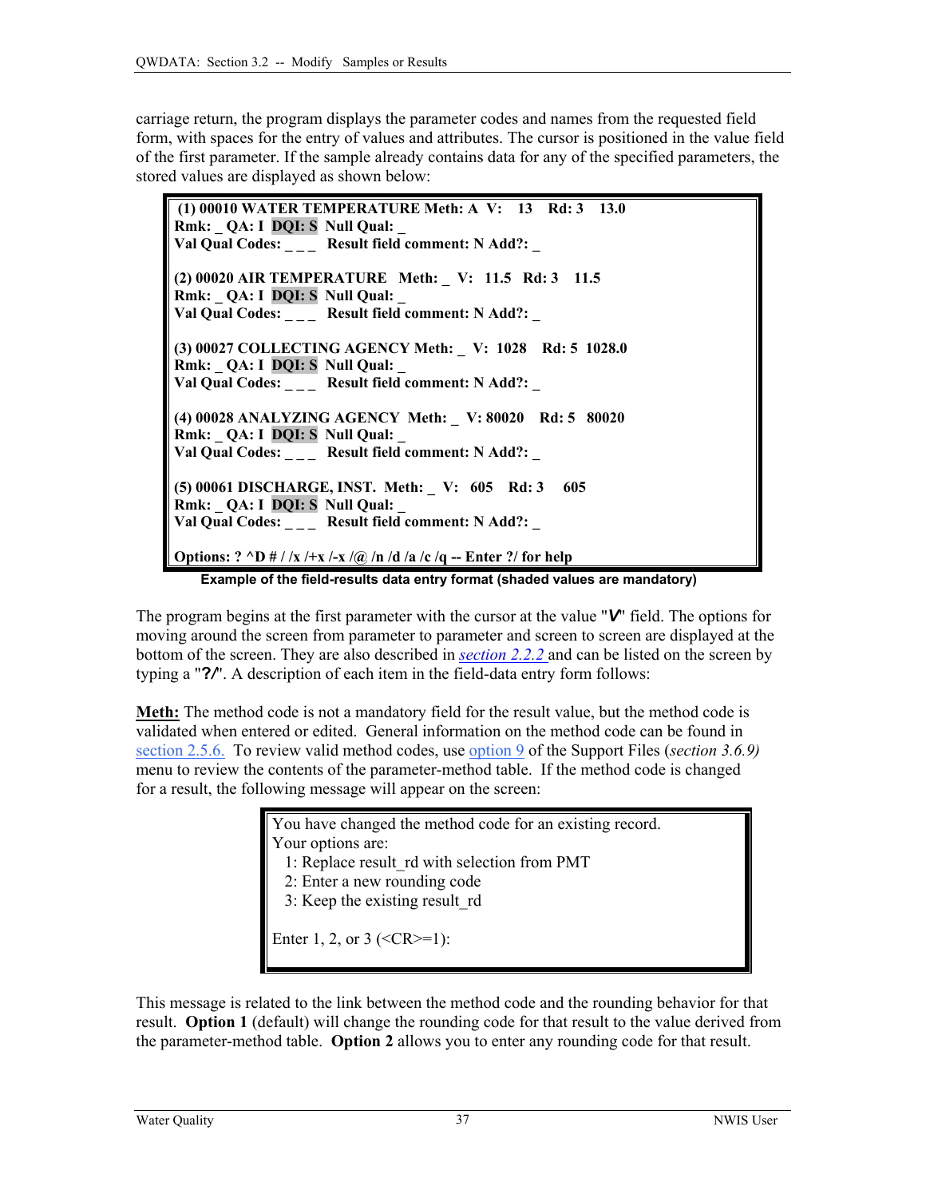carriage return, the program displays the parameter codes and names from the requested field form, with spaces for the entry of values and attributes. The cursor is positioned in the value field of the first parameter. If the sample already contains data for any of the specified parameters, the stored values are displayed as shown below:

```
 (1) 00010 WATER TEMPERATURE Meth: A  V:   13    Rd: 3   13.0
Rmk: _ QA: I  DQI: S  Null Qual: _
Val Qual Codes: _ _ _   Result field comment: N Add?: _

(2) 00020 AIR TEMPERATURE   Meth: _  V:  11.5   Rd: 3    11.5
Rmk: _ QA: I  DQI: S  Null Qual: _
Val Qual Codes: _ _ _   Result field comment: N Add?: _

(3) 00027 COLLECTING AGENCY Meth: _  V:  1028    Rd: 5  1028.0
Rmk: _ QA: I  DQI: S  Null Qual: _
Val Qual Codes: _ _ _   Result field comment: N Add?: _

(4) 00028 ANALYZING AGENCY  Meth: _  V: 80020    Rd: 5   80020
Rmk: _ QA: I  DQI: S  Null Qual: _
Val Qual Codes: _ _ _   Result field comment: N Add?: _

(5) 00061 DISCHARGE, INST.  Meth: _  V:  605    Rd: 3     605
Rmk: _ QA: I  DQI: S  Null Qual: _
Val Qual Codes: _ _ _   Result field comment: N Add?: _

Options: ? ^D # / /x /+x /-x /@ /n /d /a /c /q -- Enter ?/ for help
```

**Example of the field-results data entry format (shaded values are mandatory)**

The program begins at the first parameter with the cursor at the value "***V***" field. The options for moving around the screen from parameter to parameter and screen to screen are displayed at the bottom of the screen. They are also described in *section 2.2.2* and can be listed on the screen by typing a "**?/**". A description of each item in the field-data entry form follows:

**Meth:** The method code is not a mandatory field for the result value, but the method code is validated when entered or edited. General information on the method code can be found in section 2.5.6. To review valid method codes, use option 9 of the Support Files (*section 3.6.9)* menu to review the contents of the parameter-method table. If the method code is changed for a result, the following message will appear on the screen:

```
You have changed the method code for an existing record.
Your options are:
  1: Replace result_rd with selection from PMT
  2: Enter a new rounding code
  3: Keep the existing result_rd

Enter 1, 2, or 3 (<CR>=1):
```

This message is related to the link between the method code and the rounding behavior for that result. **Option 1** (default) will change the rounding code for that result to the value derived from the parameter-method table. **Option 2** allows you to enter any rounding code for that result.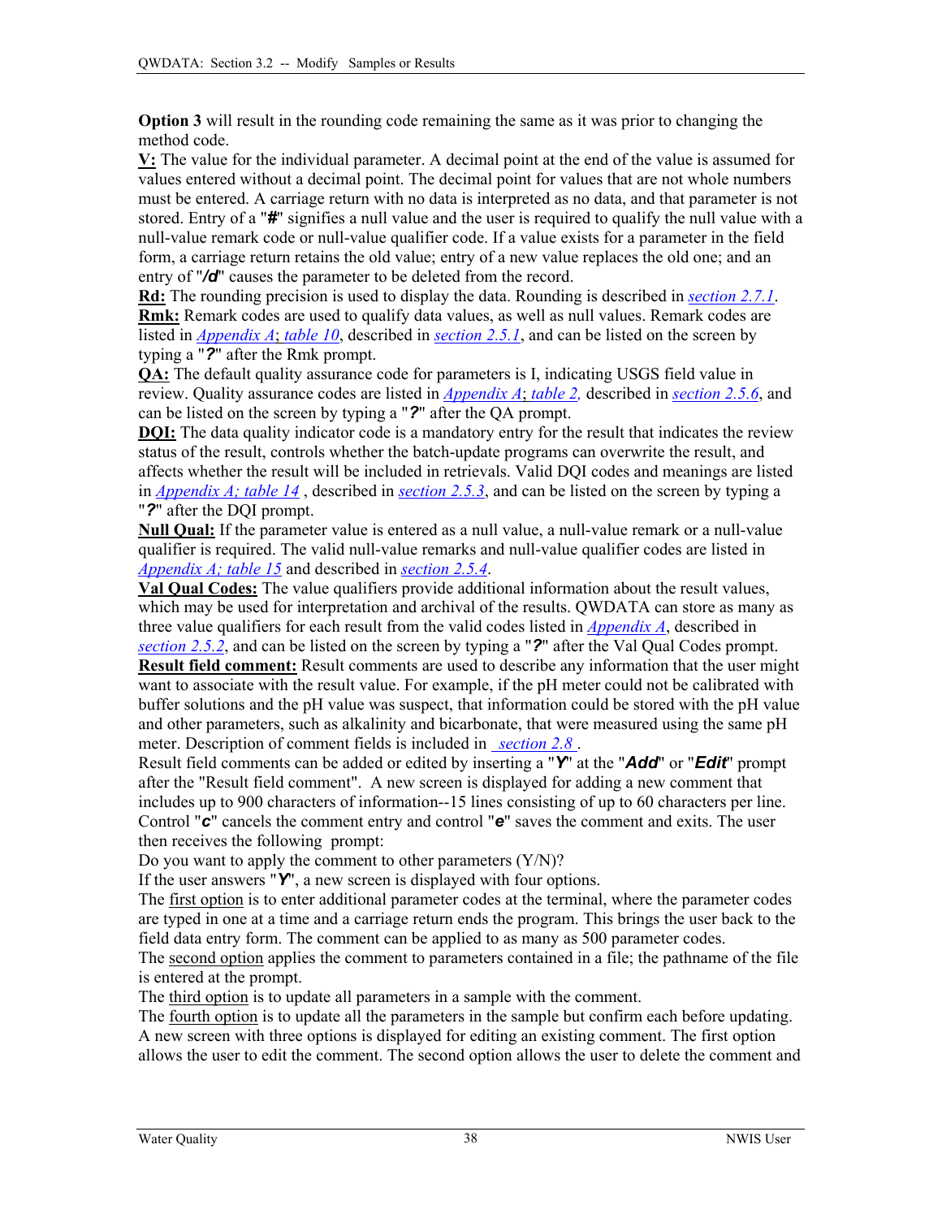**Option 3** will result in the rounding code remaining the same as it was prior to changing the method code.

**V:** The value for the individual parameter. A decimal point at the end of the value is assumed for values entered without a decimal point. The decimal point for values that are not whole numbers must be entered. A carriage return with no data is interpreted as no data, and that parameter is not stored. Entry of a "***#***" signifies a null value and the user is required to qualify the null value with a null-value remark code or null-value qualifier code. If a value exists for a parameter in the field form, a carriage return retains the old value; entry of a new value replaces the old one; and an entry of "***/d***" causes the parameter to be deleted from the record.

**Rd:** The rounding precision is used to display the data. Rounding is described in *section 2.7.1*.

**Rmk:** Remark codes are used to qualify data values, as well as null values. Remark codes are listed in *Appendix A*; *table 10*, described in *section 2.5.1*, and can be listed on the screen by typing a "***?***" after the Rmk prompt.

**QA:** The default quality assurance code for parameters is I, indicating USGS field value in review. Quality assurance codes are listed in *Appendix A*; *table 2,* described in *section 2.5.6*, and can be listed on the screen by typing a "***?***" after the QA prompt.

**DQI:** The data quality indicator code is a mandatory entry for the result that indicates the review status of the result, controls whether the batch-update programs can overwrite the result, and affects whether the result will be included in retrievals. Valid DQI codes and meanings are listed in *Appendix A; table 14* , described in *section 2.5.3*, and can be listed on the screen by typing a "***?***" after the DQI prompt.

**Null Qual:** If the parameter value is entered as a null value, a null-value remark or a null-value qualifier is required. The valid null-value remarks and null-value qualifier codes are listed in *Appendix A; table 15* and described in *section 2.5.4*.

**Val Qual Codes:** The value qualifiers provide additional information about the result values, which may be used for interpretation and archival of the results. QWDATA can store as many as three value qualifiers for each result from the valid codes listed in *Appendix A*, described in *section 2.5.2*, and can be listed on the screen by typing a "***?***" after the Val Qual Codes prompt.

**Result field comment:** Result comments are used to describe any information that the user might want to associate with the result value. For example, if the pH meter could not be calibrated with buffer solutions and the pH value was suspect, that information could be stored with the pH value and other parameters, such as alkalinity and bicarbonate, that were measured using the same pH meter. Description of comment fields is included in *section 2.8* .

Result field comments can be added or edited by inserting a "***Y***" at the "***Add***" or "***Edit***" prompt after the "Result field comment". A new screen is displayed for adding a new comment that includes up to 900 characters of information--15 lines consisting of up to 60 characters per line. Control "***c***" cancels the comment entry and control "***e***" saves the comment and exits. The user then receives the following prompt:

Do you want to apply the comment to other parameters (Y/N)?

If the user answers "***Y***", a new screen is displayed with four options.

The first option is to enter additional parameter codes at the terminal, where the parameter codes are typed in one at a time and a carriage return ends the program. This brings the user back to the field data entry form. The comment can be applied to as many as 500 parameter codes.

The second option applies the comment to parameters contained in a file; the pathname of the file is entered at the prompt.

The third option is to update all parameters in a sample with the comment.

The fourth option is to update all the parameters in the sample but confirm each before updating.

A new screen with three options is displayed for editing an existing comment. The first option allows the user to edit the comment. The second option allows the user to delete the comment and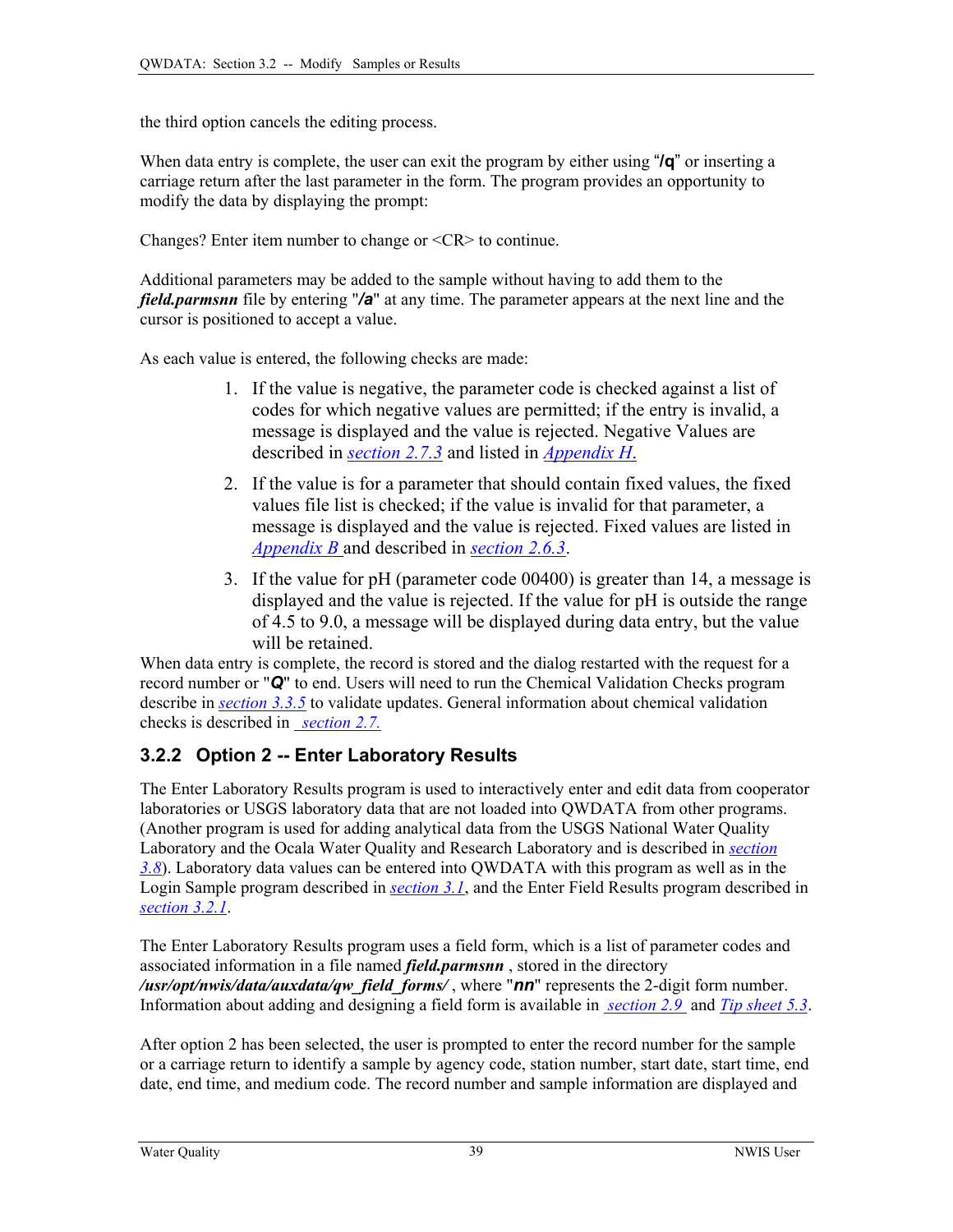the third option cancels the editing process.

When data entry is complete, the user can exit the program by either using "**/q**" or inserting a carriage return after the last parameter in the form. The program provides an opportunity to modify the data by displaying the prompt:

Changes? Enter item number to change or <CR> to continue.

Additional parameters may be added to the sample without having to add them to the ***field.parmsnn*** file by entering "**/a**" at any time. The parameter appears at the next line and the cursor is positioned to accept a value.

As each value is entered, the following checks are made:

1. If the value is negative, the parameter code is checked against a list of codes for which negative values are permitted; if the entry is invalid, a message is displayed and the value is rejected. Negative Values are described in *section 2.7.3* and listed in *Appendix H.*
2. If the value is for a parameter that should contain fixed values, the fixed values file list is checked; if the value is invalid for that parameter, a message is displayed and the value is rejected. Fixed values are listed in *Appendix B* and described in *section 2.6.3*.
3. If the value for pH (parameter code 00400) is greater than 14, a message is displayed and the value is rejected. If the value for pH is outside the range of 4.5 to 9.0, a message will be displayed during data entry, but the value will be retained.

When data entry is complete, the record is stored and the dialog restarted with the request for a record number or "***Q***" to end. Users will need to run the Chemical Validation Checks program describe in *section 3.3.5* to validate updates. General information about chemical validation checks is described in *section 2.7.*

### 3.2.2 Option 2 -- Enter Laboratory Results

The Enter Laboratory Results program is used to interactively enter and edit data from cooperator laboratories or USGS laboratory data that are not loaded into QWDATA from other programs. (Another program is used for adding analytical data from the USGS National Water Quality Laboratory and the Ocala Water Quality and Research Laboratory and is described in *section 3.8*). Laboratory data values can be entered into QWDATA with this program as well as in the Login Sample program described in *section 3.1*, and the Enter Field Results program described in *section 3.2.1*.

The Enter Laboratory Results program uses a field form, which is a list of parameter codes and associated information in a file named ***field.parmsnn*** , stored in the directory ***/usr/opt/nwis/data/auxdata/qw_field_forms/*** , where "***nn***" represents the 2-digit form number. Information about adding and designing a field form is available in *section 2.9* and *Tip sheet 5.3*.

After option 2 has been selected, the user is prompted to enter the record number for the sample or a carriage return to identify a sample by agency code, station number, start date, start time, end date, end time, and medium code. The record number and sample information are displayed and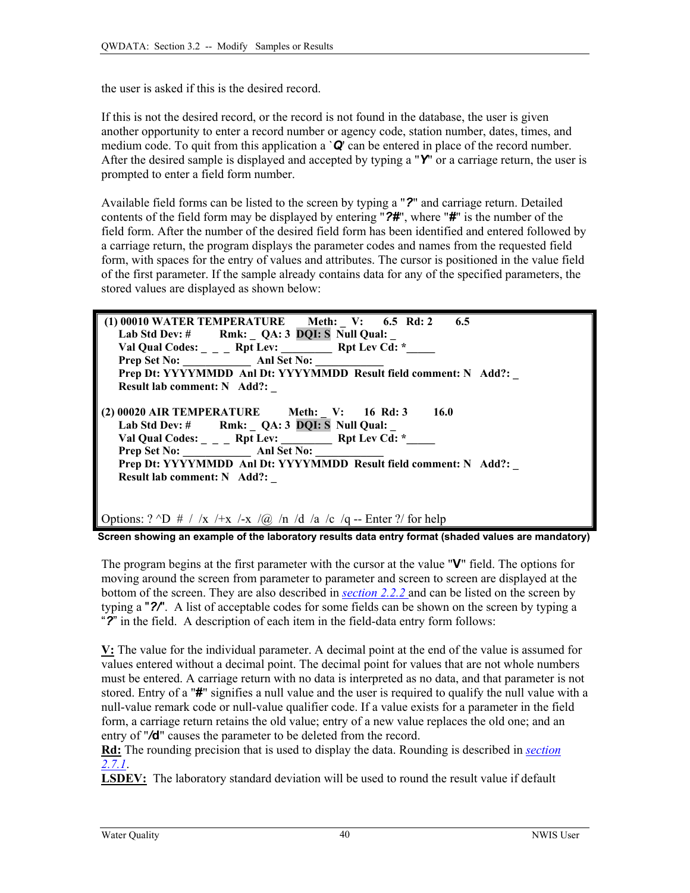the user is asked if this is the desired record.

If this is not the desired record, or the record is not found in the database, the user is given another opportunity to enter a record number or agency code, station number, dates, times, and medium code. To quit from this application a `***Q***' can be entered in place of the record number. After the desired sample is displayed and accepted by typing a "***Y***" or a carriage return, the user is prompted to enter a field form number.

Available field forms can be listed to the screen by typing a "***?***" and carriage return. Detailed contents of the field form may be displayed by entering "***?#***", where "**#**" is the number of the field form. After the number of the desired field form has been identified and entered followed by a carriage return, the program displays the parameter codes and names from the requested field form, with spaces for the entry of values and attributes. The cursor is positioned in the value field of the first parameter. If the sample already contains data for any of the specified parameters, the stored values are displayed as shown below:

```
(1) 00010 WATER TEMPERATURE     Meth: _  V:    6.5  Rd: 2      6.5
    Lab Std Dev: #     Rmk: _  QA: 3  DQI: S  Null Qual: _
    Val Qual Codes: _ _ _  Rpt Lev: ________  Rpt Lev Cd: *_____
    Prep Set No: ___________  Anl Set No: ___________
    Prep Dt: YYYYMMDD  Anl Dt: YYYYMMDD  Result field comment: N   Add?: _
    Result lab comment: N   Add?: _

(2) 00020 AIR TEMPERATURE       Meth: _  V:    16  Rd: 3      16.0
    Lab Std Dev: #     Rmk: _  QA: 3  DQI: S  Null Qual: _
    Val Qual Codes: _ _ _  Rpt Lev: ________  Rpt Lev Cd: *_____
    Prep Set No: ___________  Anl Set No: ___________
    Prep Dt: YYYYMMDD  Anl Dt: YYYYMMDD  Result field comment: N   Add?: _
    Result lab comment: N   Add?: _


Options: ? ^D  #  /  /x  /+x  /-x  /@  /n  /d  /a  /c  /q -- Enter ?/ for help
```

**Screen showing an example of the laboratory results data entry format (shaded values are mandatory)**

The program begins at the first parameter with the cursor at the value "**V**" field. The options for moving around the screen from parameter to parameter and screen to screen are displayed at the bottom of the screen. They are also described in *section 2.2.2* and can be listed on the screen by typing a "***?/***". A list of acceptable codes for some fields can be shown on the screen by typing a "***?***" in the field. A description of each item in the field-data entry form follows:

**V:** The value for the individual parameter. A decimal point at the end of the value is assumed for values entered without a decimal point. The decimal point for values that are not whole numbers must be entered. A carriage return with no data is interpreted as no data, and that parameter is not stored. Entry of a "**#**" signifies a null value and the user is required to qualify the null value with a null-value remark code or null-value qualifier code. If a value exists for a parameter in the field form, a carriage return retains the old value; entry of a new value replaces the old one; and an entry of "**/d**" causes the parameter to be deleted from the record.
**Rd:** The rounding precision that is used to display the data. Rounding is described in *section 2.7.1*.
**LSDEV:** The laboratory standard deviation will be used to round the result value if default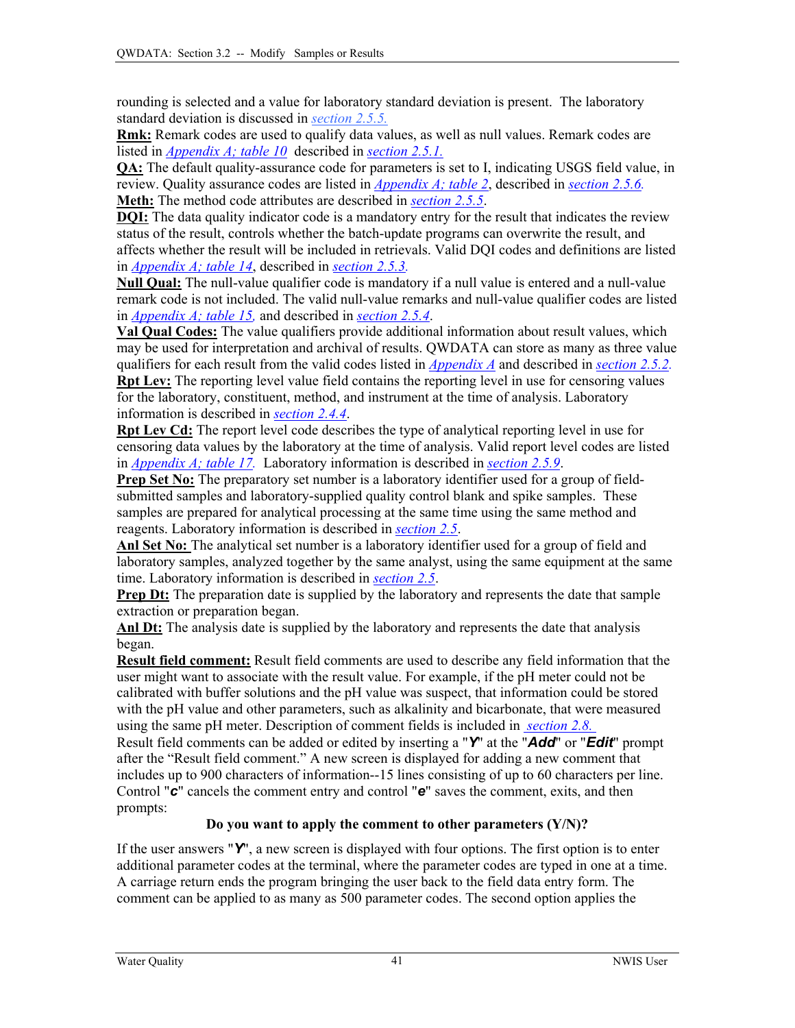rounding is selected and a value for laboratory standard deviation is present. The laboratory standard deviation is discussed in *section 2.5.5.*

**Rmk:** Remark codes are used to qualify data values, as well as null values. Remark codes are listed in *Appendix A; table 10* described in *section 2.5.1.*

**QA:** The default quality-assurance code for parameters is set to I, indicating USGS field value, in review. Quality assurance codes are listed in *Appendix A; table 2*, described in *section 2.5.6.*

**Meth:** The method code attributes are described in *section 2.5.5*.

**DQI:** The data quality indicator code is a mandatory entry for the result that indicates the review status of the result, controls whether the batch-update programs can overwrite the result, and affects whether the result will be included in retrievals. Valid DQI codes and definitions are listed in *Appendix A; table 14*, described in *section 2.5.3.*

**Null Qual:** The null-value qualifier code is mandatory if a null value is entered and a null-value remark code is not included. The valid null-value remarks and null-value qualifier codes are listed in *Appendix A; table 15,* and described in *section 2.5.4*.

**Val Qual Codes:** The value qualifiers provide additional information about result values, which may be used for interpretation and archival of results. QWDATA can store as many as three value qualifiers for each result from the valid codes listed in *Appendix A* and described in *section 2.5.2.*

**Rpt Lev:** The reporting level value field contains the reporting level in use for censoring values for the laboratory, constituent, method, and instrument at the time of analysis. Laboratory information is described in *section 2.4.4*.

**Rpt Lev Cd:** The report level code describes the type of analytical reporting level in use for censoring data values by the laboratory at the time of analysis. Valid report level codes are listed in *Appendix A; table 17.* Laboratory information is described in *section 2.5.9*.

**Prep Set No:** The preparatory set number is a laboratory identifier used for a group of field-submitted samples and laboratory-supplied quality control blank and spike samples. These samples are prepared for analytical processing at the same time using the same method and reagents. Laboratory information is described in *section 2.5*.

**Anl Set No:** The analytical set number is a laboratory identifier used for a group of field and laboratory samples, analyzed together by the same analyst, using the same equipment at the same time. Laboratory information is described in *section 2.5*.

**Prep Dt:** The preparation date is supplied by the laboratory and represents the date that sample extraction or preparation began.

**Anl Dt:** The analysis date is supplied by the laboratory and represents the date that analysis began.

**Result field comment:** Result field comments are used to describe any field information that the user might want to associate with the result value. For example, if the pH meter could not be calibrated with buffer solutions and the pH value was suspect, that information could be stored with the pH value and other parameters, such as alkalinity and bicarbonate, that were measured using the same pH meter. Description of comment fields is included in *section 2.8.*

Result field comments can be added or edited by inserting a "***Y***" at the "***Add***" or "***Edit***" prompt after the "Result field comment." A new screen is displayed for adding a new comment that includes up to 900 characters of information--15 lines consisting of up to 60 characters per line. Control "***c***" cancels the comment entry and control "***e***" saves the comment, exits, and then prompts:

**Do you want to apply the comment to other parameters (Y/N)?**

If the user answers "***Y***", a new screen is displayed with four options. The first option is to enter additional parameter codes at the terminal, where the parameter codes are typed in one at a time. A carriage return ends the program bringing the user back to the field data entry form. The comment can be applied to as many as 500 parameter codes. The second option applies the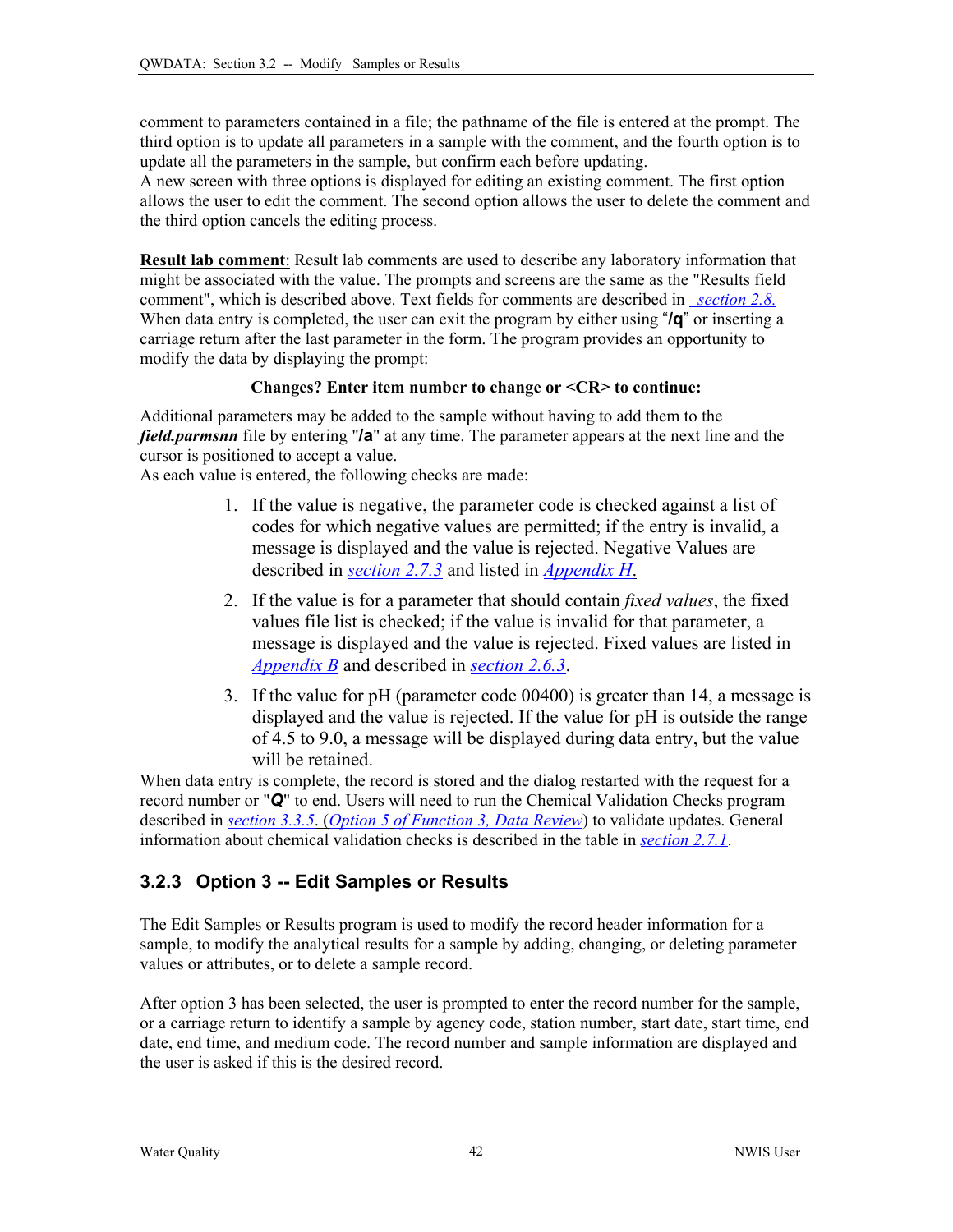comment to parameters contained in a file; the pathname of the file is entered at the prompt. The third option is to update all parameters in a sample with the comment, and the fourth option is to update all the parameters in the sample, but confirm each before updating.
A new screen with three options is displayed for editing an existing comment. The first option allows the user to edit the comment. The second option allows the user to delete the comment and the third option cancels the editing process.

**Result lab comment**: Result lab comments are used to describe any laboratory information that might be associated with the value. The prompts and screens are the same as the "Results field comment", which is described above. Text fields for comments are described in *section 2.8.*
When data entry is completed, the user can exit the program by either using "**/q**" or inserting a carriage return after the last parameter in the form. The program provides an opportunity to modify the data by displaying the prompt:

**Changes? Enter item number to change or <CR> to continue:**

Additional parameters may be added to the sample without having to add them to the ***field.parmsnn*** file by entering "**/a**" at any time. The parameter appears at the next line and the cursor is positioned to accept a value.
As each value is entered, the following checks are made:

1. If the value is negative, the parameter code is checked against a list of codes for which negative values are permitted; if the entry is invalid, a message is displayed and the value is rejected. Negative Values are described in *section 2.7.3* and listed in *Appendix H*.
2. If the value is for a parameter that should contain *fixed values*, the fixed values file list is checked; if the value is invalid for that parameter, a message is displayed and the value is rejected. Fixed values are listed in *Appendix B* and described in *section 2.6.3*.
3. If the value for pH (parameter code 00400) is greater than 14, a message is displayed and the value is rejected. If the value for pH is outside the range of 4.5 to 9.0, a message will be displayed during data entry, but the value will be retained.

When data entry is complete, the record is stored and the dialog restarted with the request for a record number or "***Q***" to end. Users will need to run the Chemical Validation Checks program described in *section 3.3.5.* (*Option 5 of Function 3, Data Review*) to validate updates. General information about chemical validation checks is described in the table in *section 2.7.1*.

### 3.2.3 Option 3 -- Edit Samples or Results

The Edit Samples or Results program is used to modify the record header information for a sample, to modify the analytical results for a sample by adding, changing, or deleting parameter values or attributes, or to delete a sample record.

After option 3 has been selected, the user is prompted to enter the record number for the sample, or a carriage return to identify a sample by agency code, station number, start date, start time, end date, end time, and medium code. The record number and sample information are displayed and the user is asked if this is the desired record.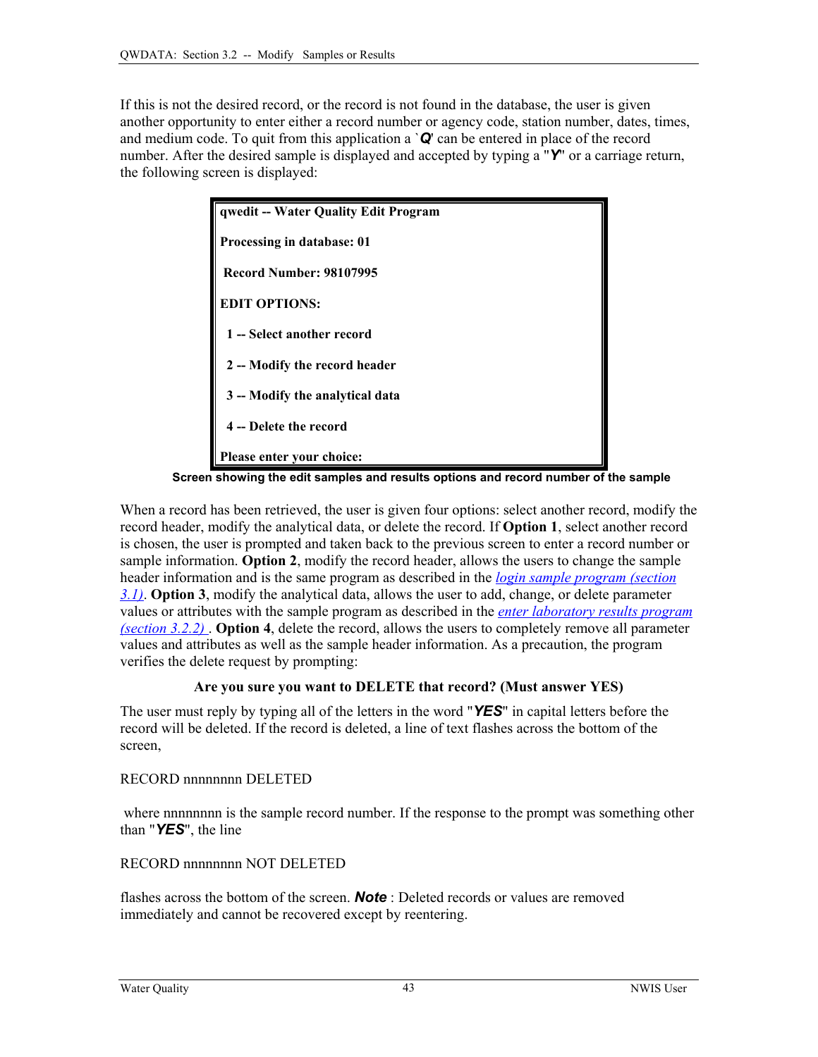If this is not the desired record, or the record is not found in the database, the user is given another opportunity to enter either a record number or agency code, station number, dates, times, and medium code. To quit from this application a `***Q***' can be entered in place of the record number. After the desired sample is displayed and accepted by typing a "***Y***" or a carriage return, the following screen is displayed:

```
qwedit -- Water Quality Edit Program

Processing in database: 01

 Record Number: 98107995

EDIT OPTIONS:

  1 -- Select another record

  2 -- Modify the record header

  3 -- Modify the analytical data

  4 -- Delete the record

Please enter your choice:
```

**Screen showing the edit samples and results options and record number of the sample**

When a record has been retrieved, the user is given four options: select another record, modify the record header, modify the analytical data, or delete the record. If **Option 1**, select another record is chosen, the user is prompted and taken back to the previous screen to enter a record number or sample information. **Option 2**, modify the record header, allows the users to change the sample header information and is the same program as described in the *login sample program (section 3.1)*. **Option 3**, modify the analytical data, allows the user to add, change, or delete parameter values or attributes with the sample program as described in the *enter laboratory results program (section 3.2.2)* . **Option 4**, delete the record, allows the users to completely remove all parameter values and attributes as well as the sample header information. As a precaution, the program verifies the delete request by prompting:

**Are you sure you want to DELETE that record? (Must answer YES)**

The user must reply by typing all of the letters in the word "***YES***" in capital letters before the record will be deleted. If the record is deleted, a line of text flashes across the bottom of the screen,

RECORD nnnnnnnn DELETED

where nnnnnnnn is the sample record number. If the response to the prompt was something other than "***YES***", the line

RECORD nnnnnnnn NOT DELETED

flashes across the bottom of the screen. ***Note*** : Deleted records or values are removed immediately and cannot be recovered except by reentering.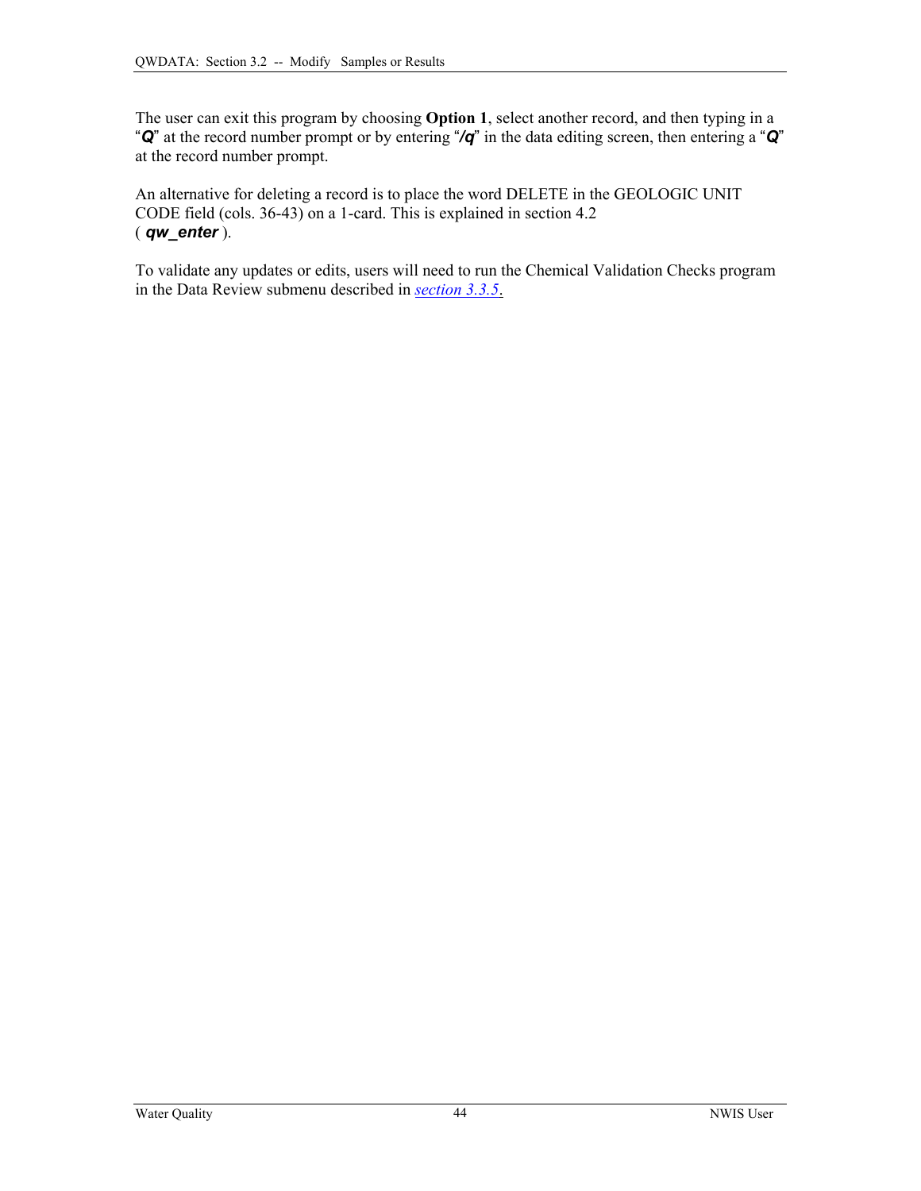The user can exit this program by choosing **Option 1**, select another record, and then typing in a "***Q***" at the record number prompt or by entering "***/q***" in the data editing screen, then entering a "***Q***" at the record number prompt.

An alternative for deleting a record is to place the word DELETE in the GEOLOGIC UNIT CODE field (cols. 36-43) on a 1-card. This is explained in section 4.2 ( ***qw_enter*** ).

To validate any updates or edits, users will need to run the Chemical Validation Checks program in the Data Review submenu described in *section 3.3.5*.